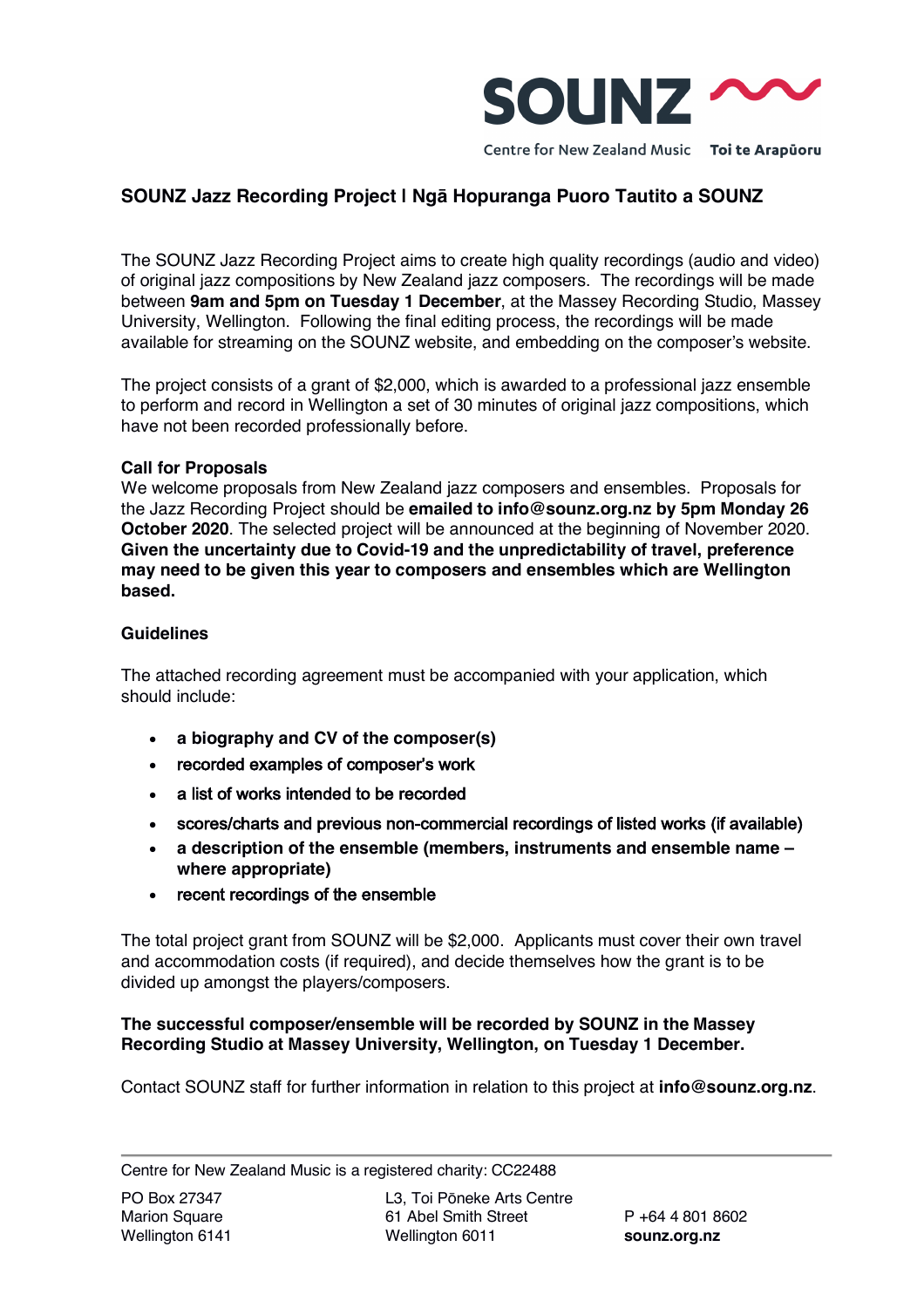SOUNZ

Centre for New Zealand Music Toi te Arapūoru

## SOUNZ Jazz Recording Project I Ngā Hopuranga Puoro Tautito a SOUNZ

The SOUNZ Jazz Recording Project aims to create high quality recordings (audio and video) of original jazz compositions by New Zealand jazz composers. The recordings will be made between **9am and 5pm on Tuesday 1 December**, at the Massey Recording Studio, Massey University, Wellington. Following the final editing process, the recordings will be made available for streaming on the SOUNZ website, and embedding on the composer's website.

The project consists of a grant of $2,000, which is awarded to a professional jazz ensemble to perform and record in Wellington a set of 30 minutes of original jazz compositions, which have not been recorded professionally before.

**Call for Proposals**
We welcome proposals from New Zealand jazz composers and ensembles. Proposals for the Jazz Recording Project should be **emailed to info@sounz.org.nz by 5pm Monday 26 October 2020**. The selected project will be announced at the beginning of November 2020. **Given the uncertainty due to Covid-19 and the unpredictability of travel, preference may need to be given this year to composers and ensembles which are Wellington based.**

**Guidelines**

The attached recording agreement must be accompanied with your application, which should include:

- **a biography and CV of the composer(s)**
- **recorded examples of composer's work**
- **a list of works intended to be recorded**
- **scores/charts and previous non-commercial recordings of listed works (if available)**
- **a description of the ensemble (members, instruments and ensemble name – where appropriate)**
- **recent recordings of the ensemble**

The total project grant from SOUNZ will be $2,000. Applicants must cover their own travel and accommodation costs (if required), and decide themselves how the grant is to be divided up amongst the players/composers.

**The successful composer/ensemble will be recorded by SOUNZ in the Massey Recording Studio at Massey University, Wellington, on Tuesday 1 December.**

Contact SOUNZ staff for further information in relation to this project at **info@sounz.org.nz**.

Centre for New Zealand Music is a registered charity: CC22488

PO Box 27347
Marion Square
Wellington 6141

L3, Toi Pōneke Arts Centre
61 Abel Smith Street
Wellington 6011

P +64 4 801 8602
**sounz.org.nz**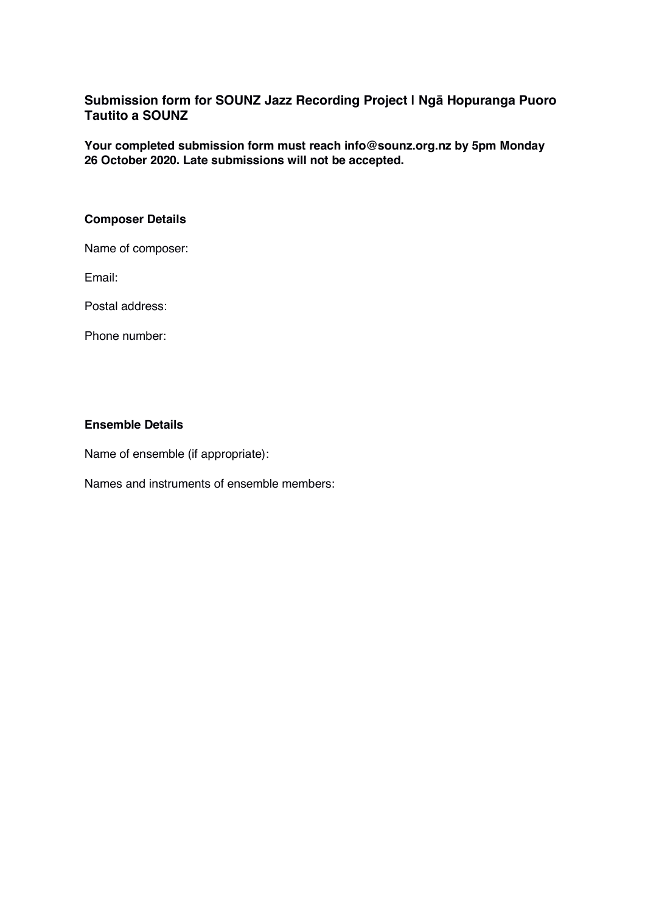## Submission form for SOUNZ Jazz Recording Project | Ngā Hopuranga Puoro Tautito a SOUNZ

**Your completed submission form must reach info@sounz.org.nz by 5pm Monday 26 October 2020. Late submissions will not be accepted.**

**Composer Details**

Name of composer:

Email:

Postal address:

Phone number:

**Ensemble Details**

Name of ensemble (if appropriate):

Names and instruments of ensemble members: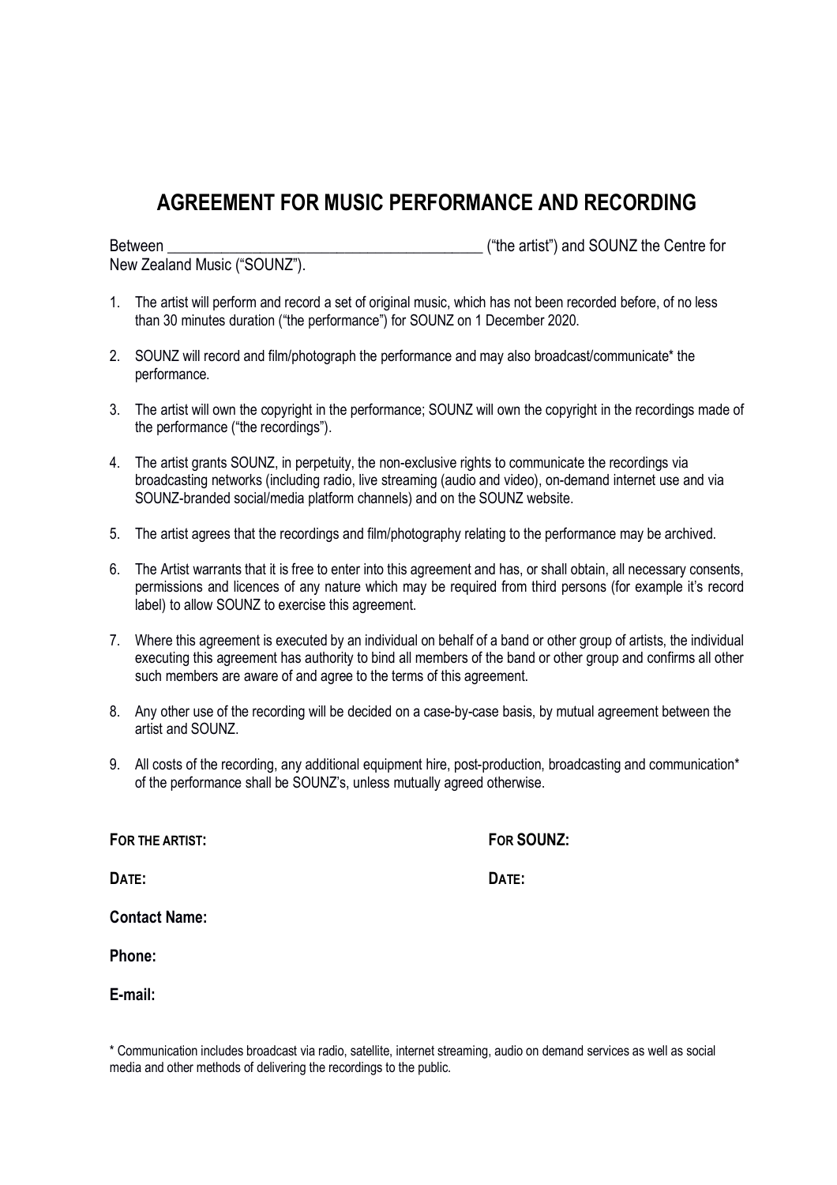# AGREEMENT FOR MUSIC PERFORMANCE AND RECORDING

Between ________________________________________ ("the artist") and SOUNZ the Centre for New Zealand Music ("SOUNZ").

1. The artist will perform and record a set of original music, which has not been recorded before, of no less than 30 minutes duration ("the performance") for SOUNZ on 1 December 2020.

2. SOUNZ will record and film/photograph the performance and may also broadcast/communicate* the performance.

3. The artist will own the copyright in the performance; SOUNZ will own the copyright in the recordings made of the performance ("the recordings").

4. The artist grants SOUNZ, in perpetuity, the non-exclusive rights to communicate the recordings via broadcasting networks (including radio, live streaming (audio and video), on-demand internet use and via SOUNZ-branded social/media platform channels) and on the SOUNZ website.

5. The artist agrees that the recordings and film/photography relating to the performance may be archived.

6. The Artist warrants that it is free to enter into this agreement and has, or shall obtain, all necessary consents, permissions and licences of any nature which may be required from third persons (for example it's record label) to allow SOUNZ to exercise this agreement.

7. Where this agreement is executed by an individual on behalf of a band or other group of artists, the individual executing this agreement has authority to bind all members of the band or other group and confirms all other such members are aware of and agree to the terms of this agreement.

8. Any other use of the recording will be decided on a case-by-case basis, by mutual agreement between the artist and SOUNZ.

9. All costs of the recording, any additional equipment hire, post-production, broadcasting and communication* of the performance shall be SOUNZ's, unless mutually agreed otherwise.

**FOR THE ARTIST:**

**DATE:**

**Contact Name:**

**Phone:**

**E-mail:**

**FOR SOUNZ:**

**DATE:**

* Communication includes broadcast via radio, satellite, internet streaming, audio on demand services as well as social media and other methods of delivering the recordings to the public.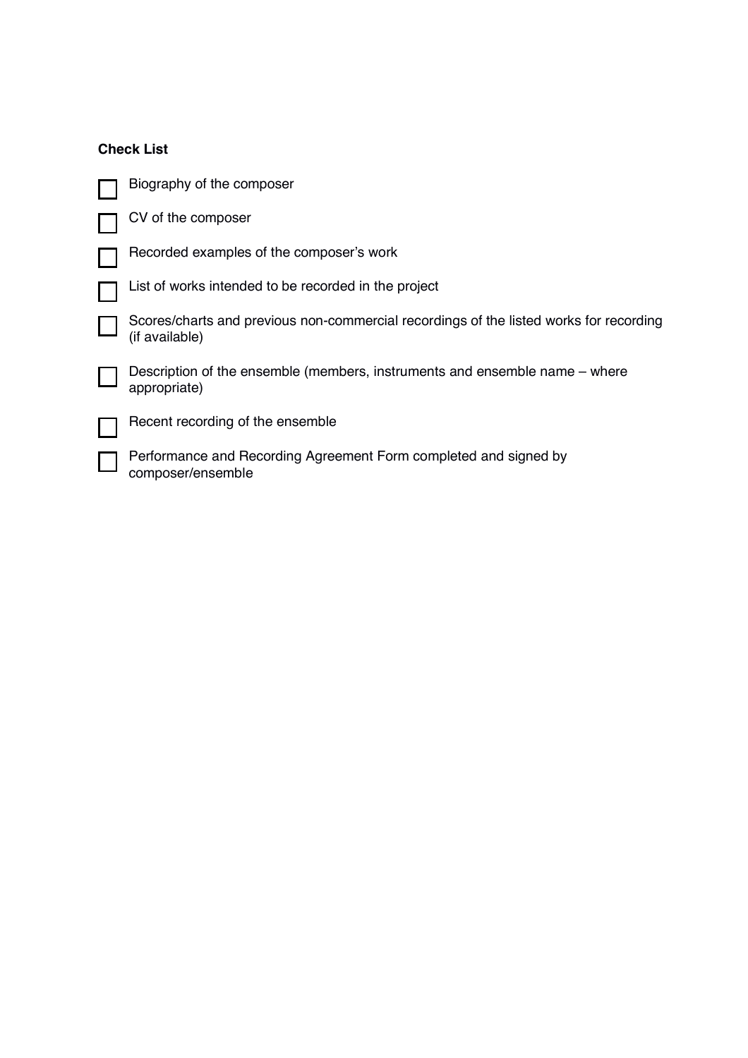**Check List**

- [ ] Biography of the composer
- [ ] CV of the composer
- [ ] Recorded examples of the composer's work
- [ ] List of works intended to be recorded in the project
- [ ] Scores/charts and previous non-commercial recordings of the listed works for recording (if available)
- [ ] Description of the ensemble (members, instruments and ensemble name – where appropriate)
- [ ] Recent recording of the ensemble
- [ ] Performance and Recording Agreement Form completed and signed by composer/ensemble